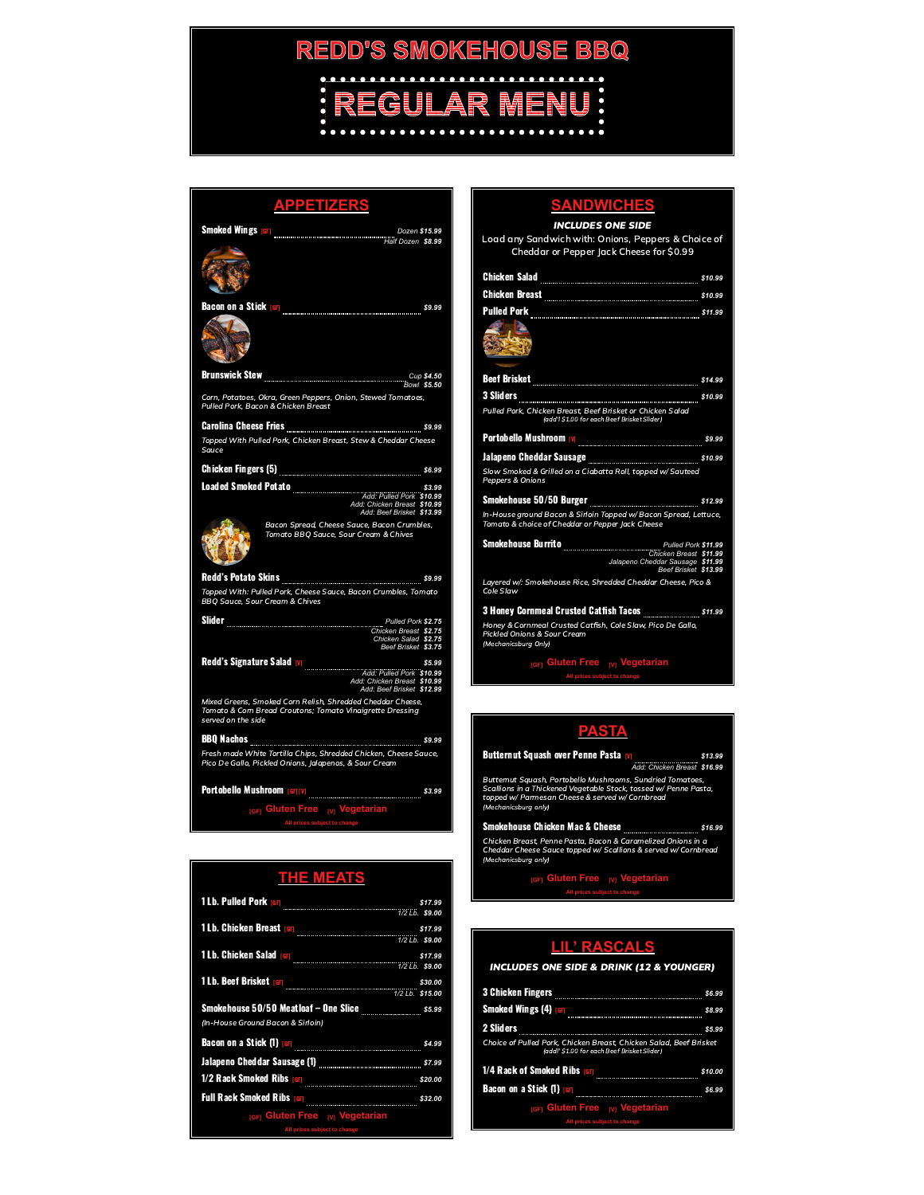# REDD'S SMOKEHOUSE BBQ

# REGULAR MENU

## APPETIZERS

**Smoked Wings** [GF] ........ Dozen $15.99 / Half Dozen $8.99

**Bacon on a Stick** [GF] ........ $9.99

**Brunswick Stew** ........ Cup $4.50 / Bowl $5.50

*Corn, Potatoes, Okra, Green Peppers, Onion, Stewed Tomatoes, Pulled Pork, Bacon & Chicken Breast*

**Carolina Cheese Fries** ........ $9.99

*Topped With Pulled Pork, Chicken Breast, Stew & Cheddar Cheese Sauce*

**Chicken Fingers (5)** ........ $6.99

**Loaded Smoked Potato** ........ $3.99
Add: Pulled Pork $10.99
Add: Chicken Breast $10.99
Add: Beef Brisket $13.99

*Bacon Spread, Cheese Sauce, Bacon Crumbles, Tomato BBQ Sauce, Sour Cream & Chives*

**Redd's Potato Skins** ........ $9.99

*Topped With: Pulled Pork, Cheese Sauce, Bacon Crumbles, Tomato BBQ Sauce, Sour Cream & Chives*

**Slider** ........ Pulled Pork $2.75
Chicken Breast $2.75
Chicken Salad $2.75
Beef Brisket $3.75

**Redd's Signature Salad** [V] ........ $5.99
Add: Pulled Pork $10.99
Add: Chicken Breast $10.99
Add: Beef Brisket $12.99

*Mixed Greens, Smoked Corn Relish, Shredded Cheddar Cheese, Tomato & Corn Bread Croutons; Tomato Vinaigrette Dressing served on the side*

**BBQ Nachos** ........ $9.99

*Fresh made White Tortilla Chips, Shredded Chicken, Cheese Sauce, Pico De Gallo, Pickled Onions, Jalapenos, & Sour Cream*

**Portobello Mushroom** [GF] [V] ........ $3.99

[GF] Gluten Free [V] Vegetarian

All prices subject to change

## THE MEATS

**1 Lb. Pulled Pork** [GF] ........ $17.99 / 1/2 Lb. $9.00

**1 Lb. Chicken Breast** [GF] ........ $17.99 / 1/2 Lb. $9.00

**1 Lb. Chicken Salad** [GF] ........ $17.99 / 1/2 Lb. $9.00

**1 Lb. Beef Brisket** [GF] ........ $30.00 / 1/2 Lb. $15.00

**Smokehouse 50/50 Meatloaf – One Slice** ........ $5.99

*(In-House Ground Bacon & Sirloin)*

**Bacon on a Stick (1)** [GF] ........ $4.99

**Jalapeno Cheddar Sausage (1)** ........ $7.99

**1/2 Rack Smoked Ribs** [GF] ........ $20.00

**Full Rack Smoked Ribs** [GF] ........ $32.00

[GF] Gluten Free [V] Vegetarian

All prices subject to change

## SANDWICHES

***INCLUDES ONE SIDE***

Load any Sandwich with: Onions, Peppers & Choice of Cheddar or Pepper Jack Cheese for $0.99

**Chicken Salad** ........ $10.99

**Chicken Breast** ........ $10.99

**Pulled Pork** ........ $11.99

**Beef Brisket** ........ $14.99

**3 Sliders** ........ $10.99

*Pulled Pork, Chicken Breast, Beef Brisket or Chicken Salad (add'l $1.00 for each Beef Brisket Slider)*

**Portobello Mushroom** [V] ........ $9.99

**Jalapeno Cheddar Sausage** ........ $10.99

*Slow Smoked & Grilled on a Ciabatta Roll, topped w/ Sauteed Peppers & Onions*

**Smokehouse 50/50 Burger** ........ $12.99

*In-House ground Bacon & Sirloin Topped w/ Bacon Spread, Lettuce, Tomato & choice of Cheddar or Pepper Jack Cheese*

**Smokehouse Burrito** ........ Pulled Pork $11.99
Chicken Breast $11.99
Jalapeno Cheddar Sausage $11.99
Beef Brisket $13.99

*Layered w/: Smokehouse Rice, Shredded Cheddar Cheese, Pico & Cole Slaw*

**3 Honey Cornmeal Crusted Catfish Tacos** ........ $11.99

*Honey & Cornmeal Crusted Catfish, Cole Slaw, Pico De Gallo, Pickled Onions & Sour Cream (Mechanicsburg Only)*

[GF] Gluten Free [V] Vegetarian

All prices subject to change

## PASTA

**Butternut Squash over Penne Pasta** [V] ........ $13.99
Add: Chicken Breast $16.99

*Butternut Squash, Portobello Mushrooms, Sundried Tomatoes, Scallions in a Thickened Vegetable Stock, tossed w/ Penne Pasta, topped w/ Parmesan Cheese & served w/ Cornbread (Mechanicsburg only)*

**Smokehouse Chicken Mac & Cheese** ........ $16.99

*Chicken Breast, Penne Pasta, Bacon & Caramelized Onions in a Cheddar Cheese Sauce topped w/ Scallions & served w/ Cornbread (Mechanicsburg only)*

[GF] Gluten Free [V] Vegetarian

All prices subject to change

## LIL' RASCALS

***INCLUDES ONE SIDE & DRINK (12 & YOUNGER)***

**3 Chicken Fingers** ........ $6.99

**Smoked Wings (4)** [GF] ........ $8.99

**2 Sliders** ........ $5.99

*Choice of Pulled Pork, Chicken Breast, Chicken Salad, Beef Brisket (add'l $1.00 for each Beef Brisket Slider)*

**1/4 Rack of Smoked Ribs** [GF] ........ $10.00

**Bacon on a Stick (1)** [GF] ........ $6.99

[GF] Gluten Free [V] Vegetarian

All prices subject to change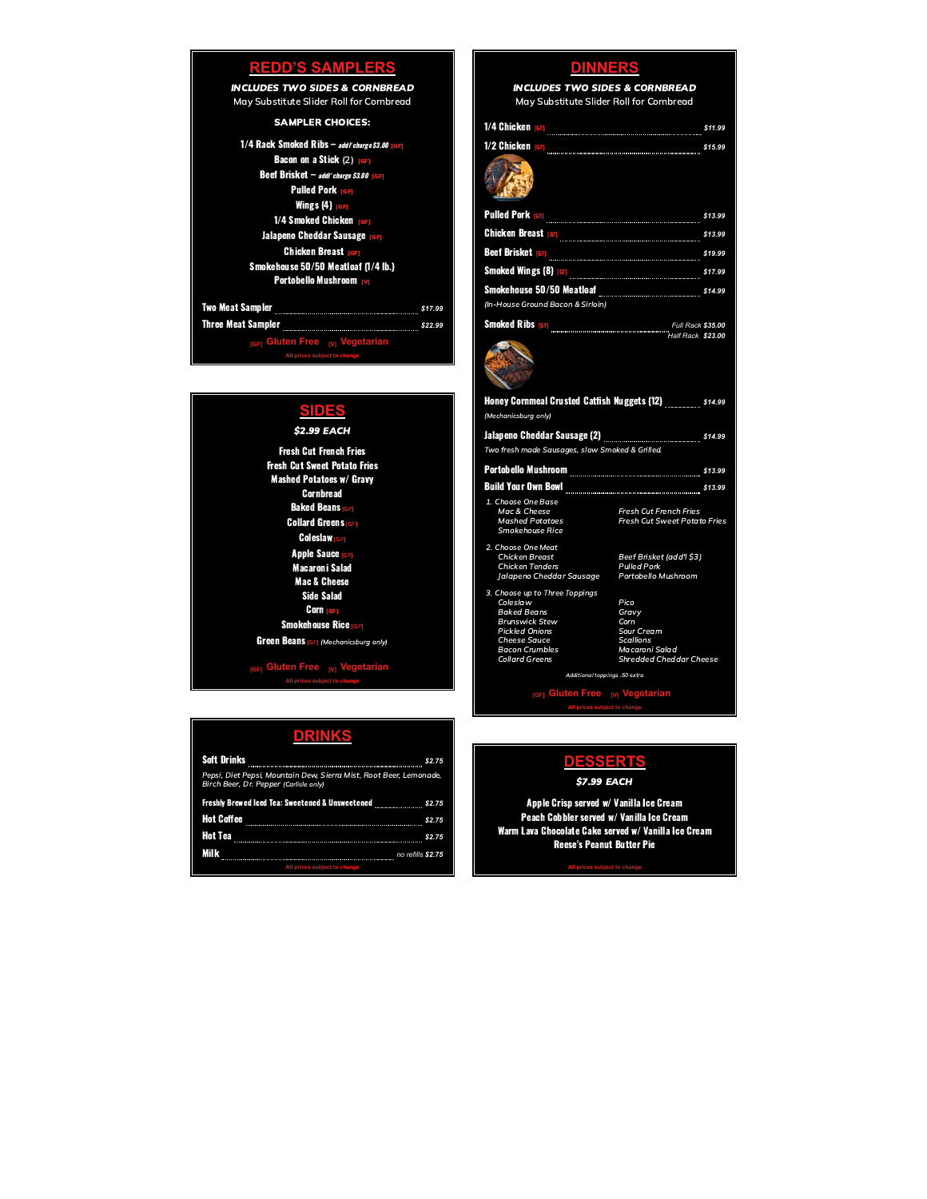## REDD'S SAMPLERS

***INCLUDES TWO SIDES & CORNBREAD***

May Substitute Slider Roll for Cornbread

**SAMPLER CHOICES:**

**1/4 Rack Smoked Ribs** – *add'l charge $3.00* [GF]
**Bacon on a Stick** (2) [GF]
**Beef Brisket** – *add'l charge $3.00* [GF]
**Pulled Pork** [GF]
**Wings (4)** [GF]
**1/4 Smoked Chicken** [GF]
**Jalapeno Cheddar Sausage** [GF]
**Chicken Breast** [GF]
**Smokehouse 50/50 Meatloaf (1/4 lb.)**
**Portobello Mushroom** [V]

**Two Meat Sampler** ........ $17.99
**Three Meat Sampler** ........ $22.99

[GF] Gluten Free [V] Vegetarian

All prices subject to change

## SIDES

***$2.99 EACH***

**Fresh Cut French Fries**
**Fresh Cut Sweet Potato Fries**
**Mashed Potatoes w/ Gravy**
**Cornbread**
**Baked Beans** [GF]
**Collard Greens** [GF]
**Coleslaw** [GF]
**Apple Sauce** [GF]
**Macaroni Salad**
**Mac & Cheese**
**Side Salad**
**Corn** [GF]
**Smokehouse Rice** [GF]
**Green Beans** [GF] *(Mechanicsburg only)*

[GF] Gluten Free [V] Vegetarian

All prices subject to change

## DRINKS

**Soft Drinks** ........ $2.75
*Pepsi, Diet Pepsi, Mountain Dew, Sierra Mist, Root Beer, Lemonade, Birch Beer, Dr. Pepper (Carlisle only)*

**Freshly Brewed Iced Tea: Sweetened & Unsweetened** ........ $2.75
**Hot Coffee** ........ $2.75
**Hot Tea** ........ $2.75
**Milk** ........ *no refills* $2.75

All prices subject to change

## DINNERS

***INCLUDES TWO SIDES & CORNBREAD***

May Substitute Slider Roll for Cornbread

**1/4 Chicken** [GF] ........ $11.99
**1/2 Chicken** [GF] ........ $15.99

**Pulled Pork** [GF] ........ $13.99
**Chicken Breast** [GF] ........ $13.99
**Beef Brisket** [GF] ........ $19.99
**Smoked Wings (8)** [GF] ........ $17.99
**Smokehouse 50/50 Meatloaf** ........ $14.99
*(In-House Ground Bacon & Sirloin)*

**Smoked Ribs** [GF] ........ *Full Rack* $35.00
*Half Rack* $23.00

**Honey Cornmeal Crusted Catfish Nuggets (12)** ........ $14.99
*(Mechanicsburg only)*

**Jalapeno Cheddar Sausage (2)** ........ $14.99
*Two fresh made Sausages, slow Smoked & Grilled.*

**Portobello Mushroom** ........ $13.99
**Build Your Own Bowl** ........ $13.99

1. *Choose One Base*
   - *Mac & Cheese*
   - *Mashed Potatoes*
   - *Smokehouse Rice*
   - *Fresh Cut French Fries*
   - *Fresh Cut Sweet Potato Fries*
2. *Choose One Meat*
   - *Chicken Breast*
   - *Chicken Tenders*
   - *Jalapeno Cheddar Sausage*
   - *Beef Brisket (add'l $3)*
   - *Pulled Pork*
   - *Portobello Mushroom*
3. *Choose up to Three Toppings*
   - *Coleslaw*
   - *Baked Beans*
   - *Brunswick Stew*
   - *Pickled Onions*
   - *Cheese Sauce*
   - *Bacon Crumbles*
   - *Collard Greens*
   - *Pico*
   - *Gravy*
   - *Corn*
   - *Sour Cream*
   - *Scallions*
   - *Macaroni Salad*
   - *Shredded Cheddar Cheese*

*Additional toppings .50 extra*

[GF] Gluten Free [V] Vegetarian

All prices subject to change

## DESSERTS

***$7.99 EACH***

**Apple Crisp served w/ Vanilla Ice Cream**
**Peach Cobbler served w/ Vanilla Ice Cream**
**Warm Lava Chocolate Cake served w/ Vanilla Ice Cream**
**Reese's Peanut Butter Pie**

All prices subject to change